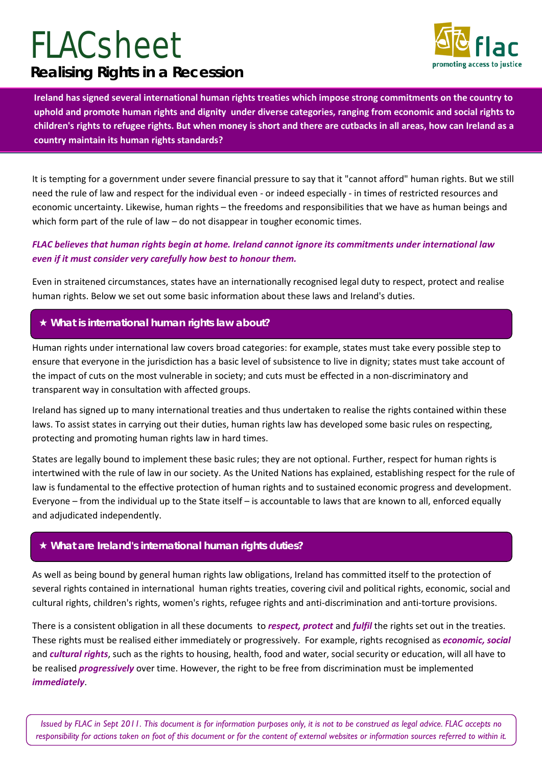# FLACsheet

## Realising Rights in a Recession

flac
promoting access to justice

**Ireland has signed several international human rights treaties which impose strong commitments on the country to uphold and promote human rights and dignity under diverse categories, ranging from economic and social rights to children's rights to refugee rights. But when money is short and there are cutbacks in all areas, how can Ireland as a country maintain its human rights standards?**

It is tempting for a government under severe financial pressure to say that it "cannot afford" human rights. But we still need the rule of law and respect for the individual even - or indeed especially - in times of restricted resources and economic uncertainty. Likewise, human rights – the freedoms and responsibilities that we have as human beings and which form part of the rule of law – do not disappear in tougher economic times.

***FLAC believes that human rights begin at home. Ireland cannot ignore its commitments under international law even if it must consider very carefully how best to honour them.***

Even in straitened circumstances, states have an internationally recognised legal duty to respect, protect and realise human rights. Below we set out some basic information about these laws and Ireland's duties.

### ★ What is international human rights law about?

Human rights under international law covers broad categories: for example, states must take every possible step to ensure that everyone in the jurisdiction has a basic level of subsistence to live in dignity; states must take account of the impact of cuts on the most vulnerable in society; and cuts must be effected in a non-discriminatory and transparent way in consultation with affected groups.

Ireland has signed up to many international treaties and thus undertaken to realise the rights contained within these laws. To assist states in carrying out their duties, human rights law has developed some basic rules on respecting, protecting and promoting human rights law in hard times.

States are legally bound to implement these basic rules; they are not optional. Further, respect for human rights is intertwined with the rule of law in our society. As the United Nations has explained, establishing respect for the rule of law is fundamental to the effective protection of human rights and to sustained economic progress and development. Everyone – from the individual up to the State itself – is accountable to laws that are known to all, enforced equally and adjudicated independently.

### ★ What are Ireland's international human rights duties?

As well as being bound by general human rights law obligations, Ireland has committed itself to the protection of several rights contained in international human rights treaties, covering civil and political rights, economic, social and cultural rights, children's rights, women's rights, refugee rights and anti-discrimination and anti-torture provisions.

There is a consistent obligation in all these documents to ***respect, protect*** and ***fulfil*** the rights set out in the treaties. These rights must be realised either immediately or progressively. For example, rights recognised as ***economic, social*** and ***cultural rights***, such as the rights to housing, health, food and water, social security or education, will all have to be realised ***progressively*** over time. However, the right to be free from discrimination must be implemented ***immediately***.

*Issued by FLAC in Sept 2011. This document is for information purposes only, it is not to be construed as legal advice. FLAC accepts no responsibility for actions taken on foot of this document or for the content of external websites or information sources referred to within it.*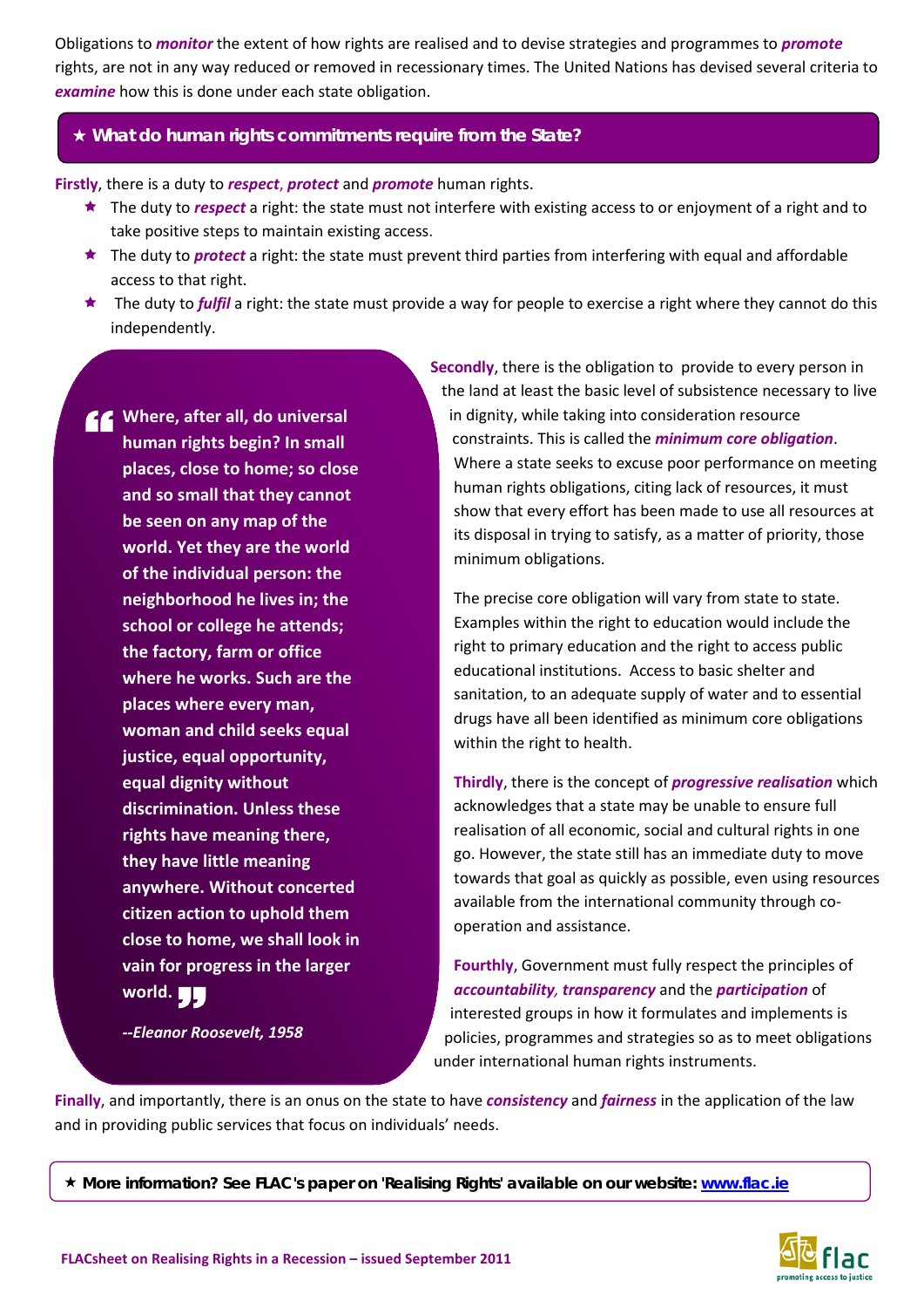Obligations to ***monitor*** the extent of how rights are realised and to devise strategies and programmes to ***promote*** rights, are not in any way reduced or removed in recessionary times. The United Nations has devised several criteria to ***examine*** how this is done under each state obligation.

## ★ What do human rights commitments require from the State?

**Firstly**, there is a duty to ***respect***, ***protect*** and ***promote*** human rights.

- The duty to ***respect*** a right: the state must not interfere with existing access to or enjoyment of a right and to take positive steps to maintain existing access.
- The duty to ***protect*** a right: the state must prevent third parties from interfering with equal and affordable access to that right.
- The duty to ***fulfil*** a right: the state must provide a way for people to exercise a right where they cannot do this independently.

> **"Where, after all, do universal human rights begin? In small places, close to home; so close and so small that they cannot be seen on any map of the world. Yet they are the world of the individual person: the neighborhood he lives in; the school or college he attends; the factory, farm or office where he works. Such are the places where every man, woman and child seeks equal justice, equal opportunity, equal dignity without discrimination. Unless these rights have meaning there, they have little meaning anywhere. Without concerted citizen action to uphold them close to home, we shall look in vain for progress in the larger world."**
>
> ***--Eleanor Roosevelt, 1958***

**Secondly**, there is the obligation to provide to every person in the land at least the basic level of subsistence necessary to live in dignity, while taking into consideration resource constraints. This is called the ***minimum core obligation***. Where a state seeks to excuse poor performance on meeting human rights obligations, citing lack of resources, it must show that every effort has been made to use all resources at its disposal in trying to satisfy, as a matter of priority, those minimum obligations.

The precise core obligation will vary from state to state. Examples within the right to education would include the right to primary education and the right to access public educational institutions. Access to basic shelter and sanitation, to an adequate supply of water and to essential drugs have all been identified as minimum core obligations within the right to health.

**Thirdly**, there is the concept of ***progressive realisation*** which acknowledges that a state may be unable to ensure full realisation of all economic, social and cultural rights in one go. However, the state still has an immediate duty to move towards that goal as quickly as possible, even using resources available from the international community through co-operation and assistance.

**Fourthly**, Government must fully respect the principles of ***accountability***, ***transparency*** and the ***participation*** of interested groups in how it formulates and implements is policies, programmes and strategies so as to meet obligations under international human rights instruments.

**Finally**, and importantly, there is an onus on the state to have ***consistency*** and ***fairness*** in the application of the law and in providing public services that focus on individuals' needs.

**★ More information? See FLAC's paper on 'Realising Rights' available on our website: [www.flac.ie](http://www.flac.ie)**

**FLACsheet on Realising Rights in a Recession – issued September 2011**